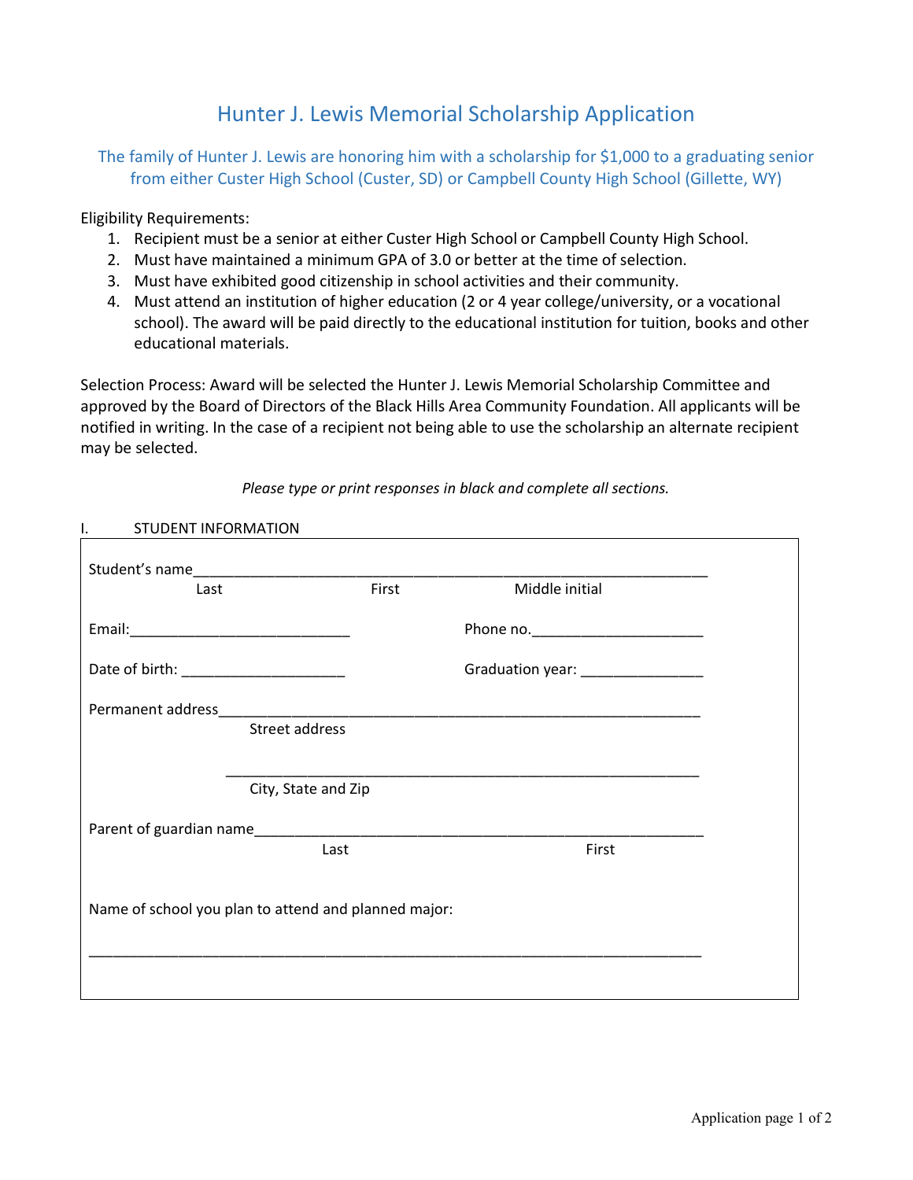# Hunter J. Lewis Memorial Scholarship Application

The family of Hunter J. Lewis are honoring him with a scholarship for $1,000 to a graduating senior from either Custer High School (Custer, SD) or Campbell County High School (Gillette, WY)

Eligibility Requirements:

1. Recipient must be a senior at either Custer High School or Campbell County High School.
2. Must have maintained a minimum GPA of 3.0 or better at the time of selection.
3. Must have exhibited good citizenship in school activities and their community.
4. Must attend an institution of higher education (2 or 4 year college/university, or a vocational school). The award will be paid directly to the educational institution for tuition, books and other educational materials.

Selection Process: Award will be selected the Hunter J. Lewis Memorial Scholarship Committee and approved by the Board of Directors of the Black Hills Area Community Foundation. All applicants will be notified in writing. In the case of a recipient not being able to use the scholarship an alternate recipient may be selected.

*Please type or print responses in black and complete all sections.*

## I. STUDENT INFORMATION

Student's name_______________________________________________________________

Last First Middle initial

Email:___________________________ Phone no._____________________

Date of birth: ____________________ Graduation year: _______________

Permanent address_____________________________________________________________

Street address

_____________________________________________________________

City, State and Zip

Parent of guardian name_______________________________________________________

Last First

Name of school you plan to attend and planned major:

_____________________________________________________________________________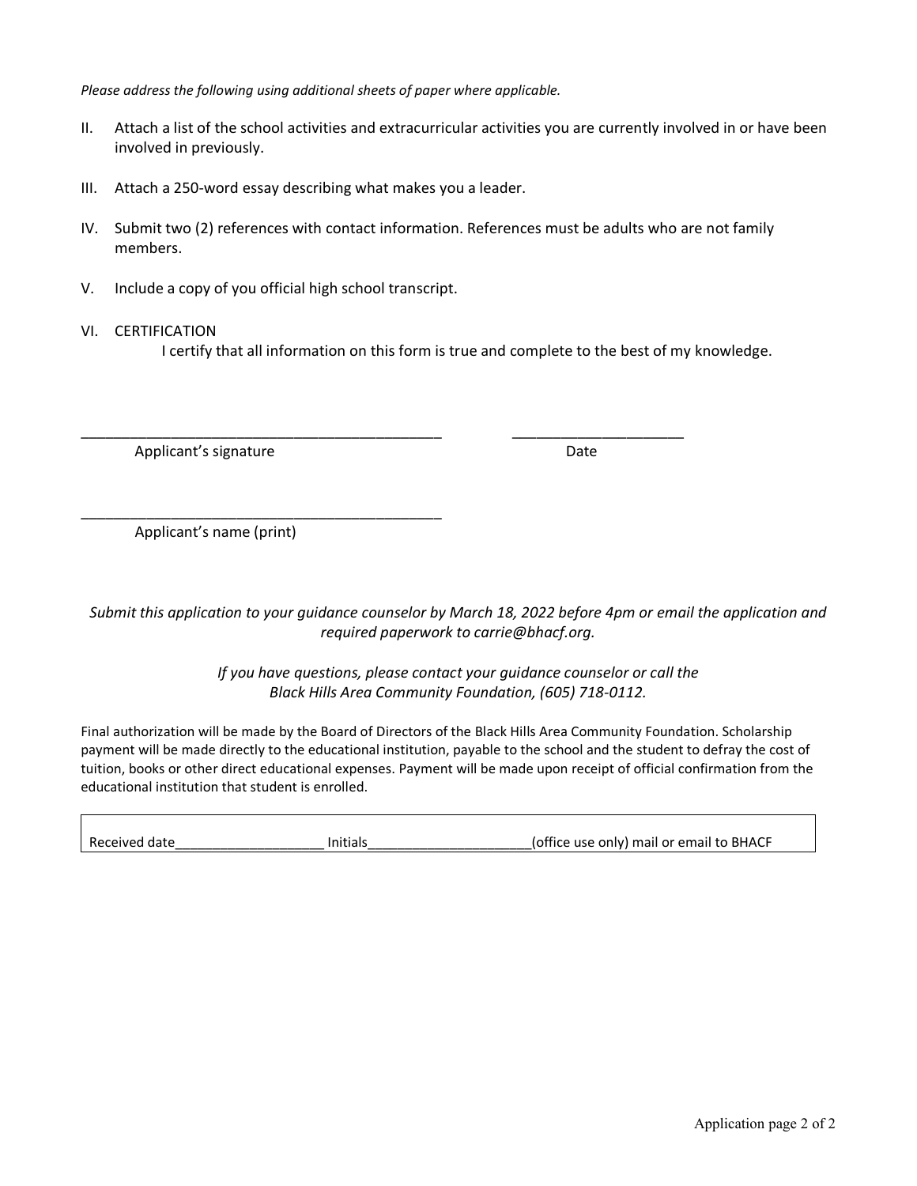*Please address the following using additional sheets of paper where applicable.*

II. Attach a list of the school activities and extracurricular activities you are currently involved in or have been involved in previously.

III. Attach a 250-word essay describing what makes you a leader.

IV. Submit two (2) references with contact information. References must be adults who are not family members.

V. Include a copy of you official high school transcript.

VI. CERTIFICATION

I certify that all information on this form is true and complete to the best of my knowledge.

_____________________________________________ ____________________

Applicant's signature Date

_____________________________________________

Applicant's name (print)

*Submit this application to your guidance counselor by March 18, 2022 before 4pm or email the application and required paperwork to carrie@bhacf.org.*

*If you have questions, please contact your guidance counselor or call the Black Hills Area Community Foundation, (605) 718-0112.*

Final authorization will be made by the Board of Directors of the Black Hills Area Community Foundation. Scholarship payment will be made directly to the educational institution, payable to the school and the student to defray the cost of tuition, books or other direct educational expenses. Payment will be made upon receipt of official confirmation from the educational institution that student is enrolled.

Received date___________________ Initials_____________________(office use only) mail or email to BHACF